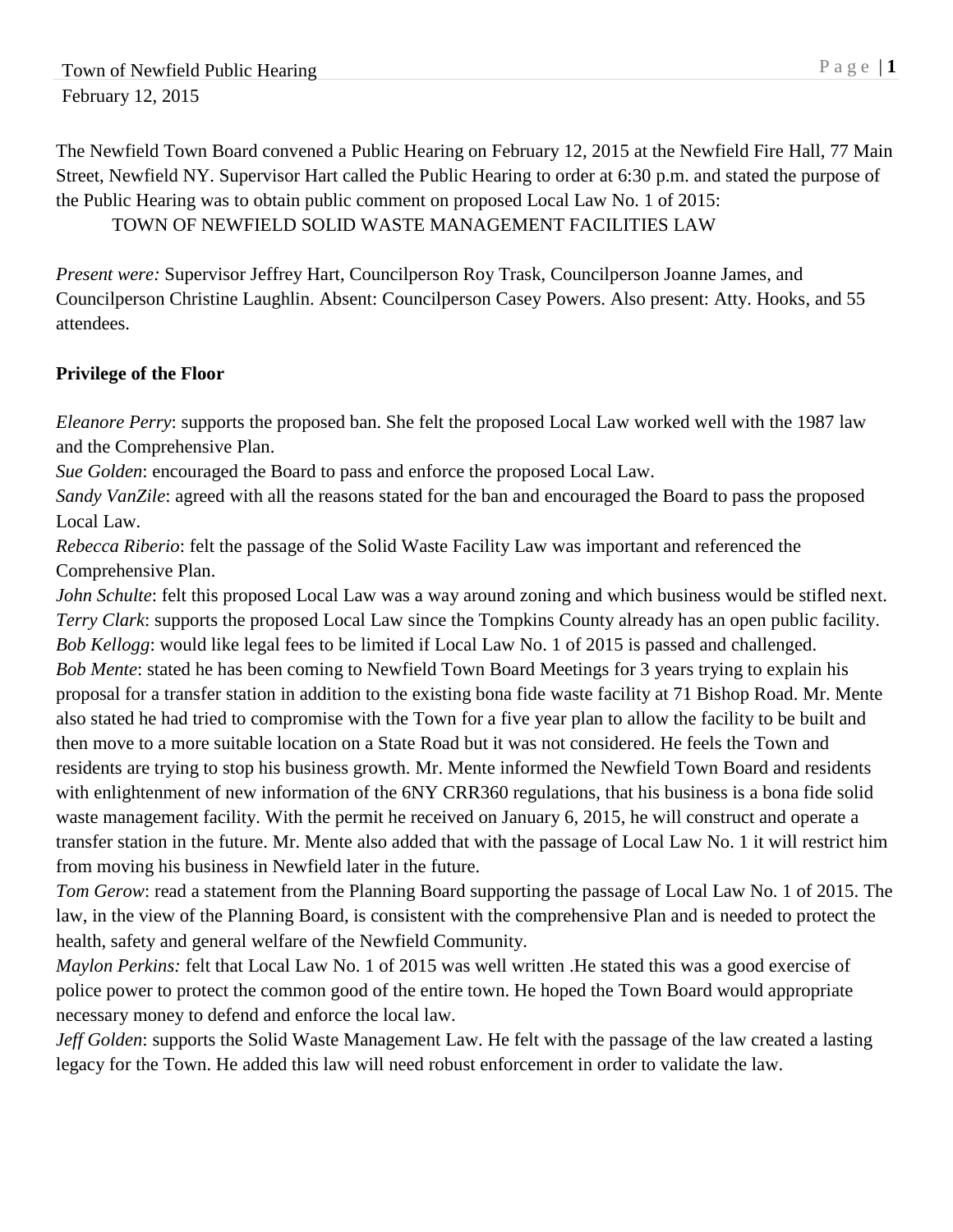Town of Newfield Public Hearing
February 12, 2015

The Newfield Town Board convened a Public Hearing on February 12, 2015 at the Newfield Fire Hall, 77 Main Street, Newfield NY. Supervisor Hart called the Public Hearing to order at 6:30 p.m. and stated the purpose of the Public Hearing was to obtain public comment on proposed Local Law No. 1 of 2015:

TOWN OF NEWFIELD SOLID WASTE MANAGEMENT FACILITIES LAW

*Present were:* Supervisor Jeffrey Hart, Councilperson Roy Trask, Councilperson Joanne James, and Councilperson Christine Laughlin. Absent: Councilperson Casey Powers. Also present: Atty. Hooks, and 55 attendees.

**Privilege of the Floor**

*Eleanore Perry*: supports the proposed ban. She felt the proposed Local Law worked well with the 1987 law and the Comprehensive Plan.
*Sue Golden*: encouraged the Board to pass and enforce the proposed Local Law.
*Sandy VanZile*: agreed with all the reasons stated for the ban and encouraged the Board to pass the proposed Local Law.
*Rebecca Riberio*: felt the passage of the Solid Waste Facility Law was important and referenced the Comprehensive Plan.
*John Schulte*: felt this proposed Local Law was a way around zoning and which business would be stifled next.
*Terry Clark*: supports the proposed Local Law since the Tompkins County already has an open public facility.
*Bob Kellogg*: would like legal fees to be limited if Local Law No. 1 of 2015 is passed and challenged.
*Bob Mente*: stated he has been coming to Newfield Town Board Meetings for 3 years trying to explain his proposal for a transfer station in addition to the existing bona fide waste facility at 71 Bishop Road. Mr. Mente also stated he had tried to compromise with the Town for a five year plan to allow the facility to be built and then move to a more suitable location on a State Road but it was not considered. He feels the Town and residents are trying to stop his business growth. Mr. Mente informed the Newfield Town Board and residents with enlightenment of new information of the 6NY CRR360 regulations, that his business is a bona fide solid waste management facility. With the permit he received on January 6, 2015, he will construct and operate a transfer station in the future. Mr. Mente also added that with the passage of Local Law No. 1 it will restrict him from moving his business in Newfield later in the future.
*Tom Gerow*: read a statement from the Planning Board supporting the passage of Local Law No. 1 of 2015. The law, in the view of the Planning Board, is consistent with the comprehensive Plan and is needed to protect the health, safety and general welfare of the Newfield Community.
*Maylon Perkins:* felt that Local Law No. 1 of 2015 was well written .He stated this was a good exercise of police power to protect the common good of the entire town. He hoped the Town Board would appropriate necessary money to defend and enforce the local law.
*Jeff Golden*: supports the Solid Waste Management Law. He felt with the passage of the law created a lasting legacy for the Town. He added this law will need robust enforcement in order to validate the law.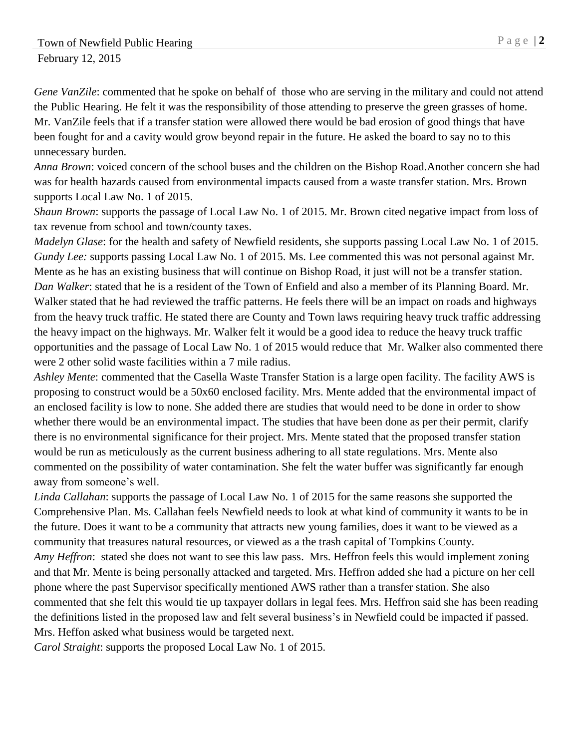*Gene VanZile*: commented that he spoke on behalf of those who are serving in the military and could not attend the Public Hearing. He felt it was the responsibility of those attending to preserve the green grasses of home. Mr. VanZile feels that if a transfer station were allowed there would be bad erosion of good things that have been fought for and a cavity would grow beyond repair in the future. He asked the board to say no to this unnecessary burden.

*Anna Brown*: voiced concern of the school buses and the children on the Bishop Road.Another concern she had was for health hazards caused from environmental impacts caused from a waste transfer station. Mrs. Brown supports Local Law No. 1 of 2015.

*Shaun Brown*: supports the passage of Local Law No. 1 of 2015. Mr. Brown cited negative impact from loss of tax revenue from school and town/county taxes.

*Madelyn Glase*: for the health and safety of Newfield residents, she supports passing Local Law No. 1 of 2015.

*Gundy Lee:* supports passing Local Law No. 1 of 2015. Ms. Lee commented this was not personal against Mr. Mente as he has an existing business that will continue on Bishop Road, it just will not be a transfer station.

*Dan Walker*: stated that he is a resident of the Town of Enfield and also a member of its Planning Board. Mr. Walker stated that he had reviewed the traffic patterns. He feels there will be an impact on roads and highways from the heavy truck traffic. He stated there are County and Town laws requiring heavy truck traffic addressing the heavy impact on the highways. Mr. Walker felt it would be a good idea to reduce the heavy truck traffic opportunities and the passage of Local Law No. 1 of 2015 would reduce that Mr. Walker also commented there were 2 other solid waste facilities within a 7 mile radius.

*Ashley Mente*: commented that the Casella Waste Transfer Station is a large open facility. The facility AWS is proposing to construct would be a 50x60 enclosed facility. Mrs. Mente added that the environmental impact of an enclosed facility is low to none. She added there are studies that would need to be done in order to show whether there would be an environmental impact. The studies that have been done as per their permit, clarify there is no environmental significance for their project. Mrs. Mente stated that the proposed transfer station would be run as meticulously as the current business adhering to all state regulations. Mrs. Mente also commented on the possibility of water contamination. She felt the water buffer was significantly far enough away from someone's well.

*Linda Callahan*: supports the passage of Local Law No. 1 of 2015 for the same reasons she supported the Comprehensive Plan. Ms. Callahan feels Newfield needs to look at what kind of community it wants to be in the future. Does it want to be a community that attracts new young families, does it want to be viewed as a community that treasures natural resources, or viewed as a the trash capital of Tompkins County.

*Amy Heffron*: stated she does not want to see this law pass. Mrs. Heffron feels this would implement zoning and that Mr. Mente is being personally attacked and targeted. Mrs. Heffron added she had a picture on her cell phone where the past Supervisor specifically mentioned AWS rather than a transfer station. She also commented that she felt this would tie up taxpayer dollars in legal fees. Mrs. Heffron said she has been reading the definitions listed in the proposed law and felt several business's in Newfield could be impacted if passed. Mrs. Heffon asked what business would be targeted next.

*Carol Straight*: supports the proposed Local Law No. 1 of 2015.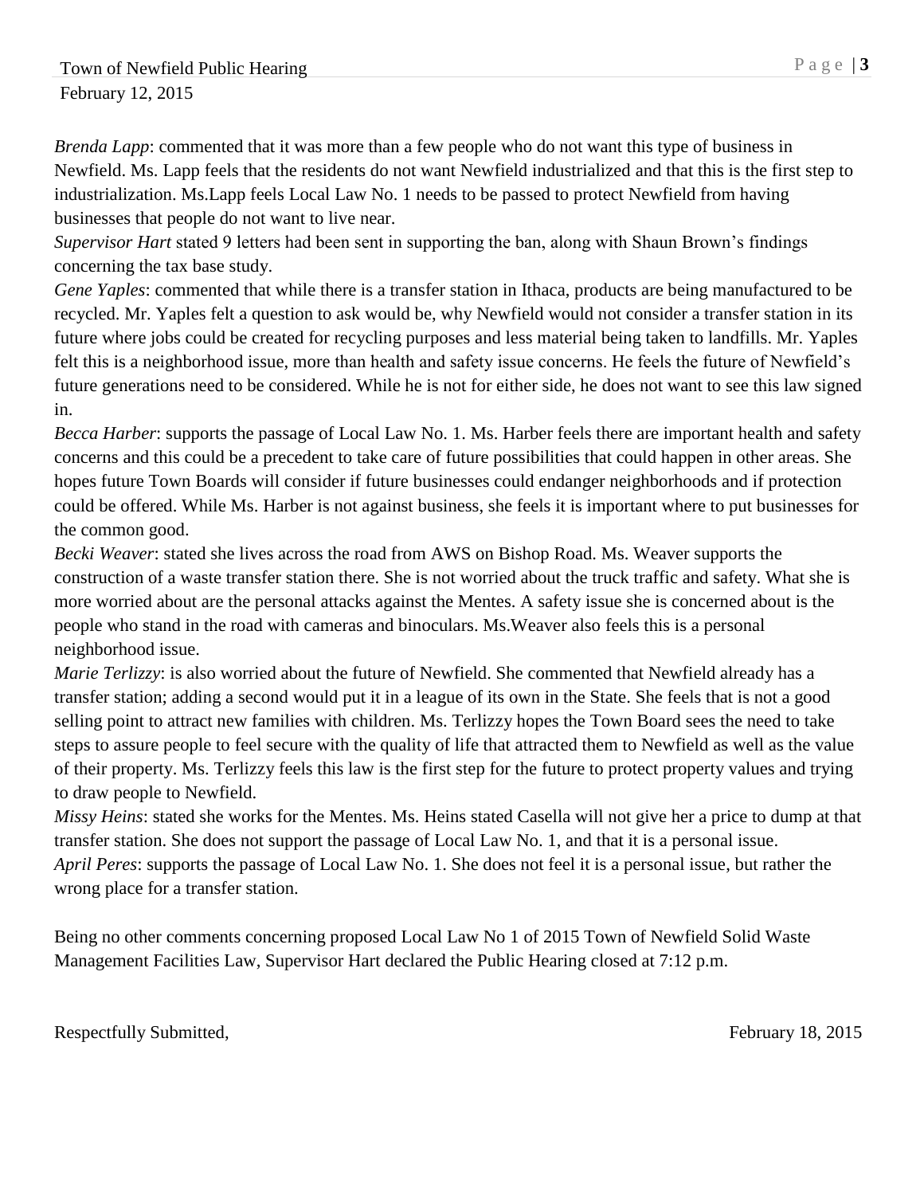*Brenda Lapp*: commented that it was more than a few people who do not want this type of business in Newfield. Ms. Lapp feels that the residents do not want Newfield industrialized and that this is the first step to industrialization. Ms.Lapp feels Local Law No. 1 needs to be passed to protect Newfield from having businesses that people do not want to live near.

*Supervisor Hart* stated 9 letters had been sent in supporting the ban, along with Shaun Brown's findings concerning the tax base study.

*Gene Yaples*: commented that while there is a transfer station in Ithaca, products are being manufactured to be recycled. Mr. Yaples felt a question to ask would be, why Newfield would not consider a transfer station in its future where jobs could be created for recycling purposes and less material being taken to landfills. Mr. Yaples felt this is a neighborhood issue, more than health and safety issue concerns. He feels the future of Newfield's future generations need to be considered. While he is not for either side, he does not want to see this law signed in.

*Becca Harber*: supports the passage of Local Law No. 1. Ms. Harber feels there are important health and safety concerns and this could be a precedent to take care of future possibilities that could happen in other areas. She hopes future Town Boards will consider if future businesses could endanger neighborhoods and if protection could be offered. While Ms. Harber is not against business, she feels it is important where to put businesses for the common good.

*Becki Weaver*: stated she lives across the road from AWS on Bishop Road. Ms. Weaver supports the construction of a waste transfer station there. She is not worried about the truck traffic and safety. What she is more worried about are the personal attacks against the Mentes. A safety issue she is concerned about is the people who stand in the road with cameras and binoculars. Ms.Weaver also feels this is a personal neighborhood issue.

*Marie Terlizzy*: is also worried about the future of Newfield. She commented that Newfield already has a transfer station; adding a second would put it in a league of its own in the State. She feels that is not a good selling point to attract new families with children. Ms. Terlizzy hopes the Town Board sees the need to take steps to assure people to feel secure with the quality of life that attracted them to Newfield as well as the value of their property. Ms. Terlizzy feels this law is the first step for the future to protect property values and trying to draw people to Newfield.

*Missy Heins*: stated she works for the Mentes. Ms. Heins stated Casella will not give her a price to dump at that transfer station. She does not support the passage of Local Law No. 1, and that it is a personal issue.

*April Peres*: supports the passage of Local Law No. 1. She does not feel it is a personal issue, but rather the wrong place for a transfer station.

Being no other comments concerning proposed Local Law No 1 of 2015 Town of Newfield Solid Waste Management Facilities Law, Supervisor Hart declared the Public Hearing closed at 7:12 p.m.

Respectfully Submitted, February 18, 2015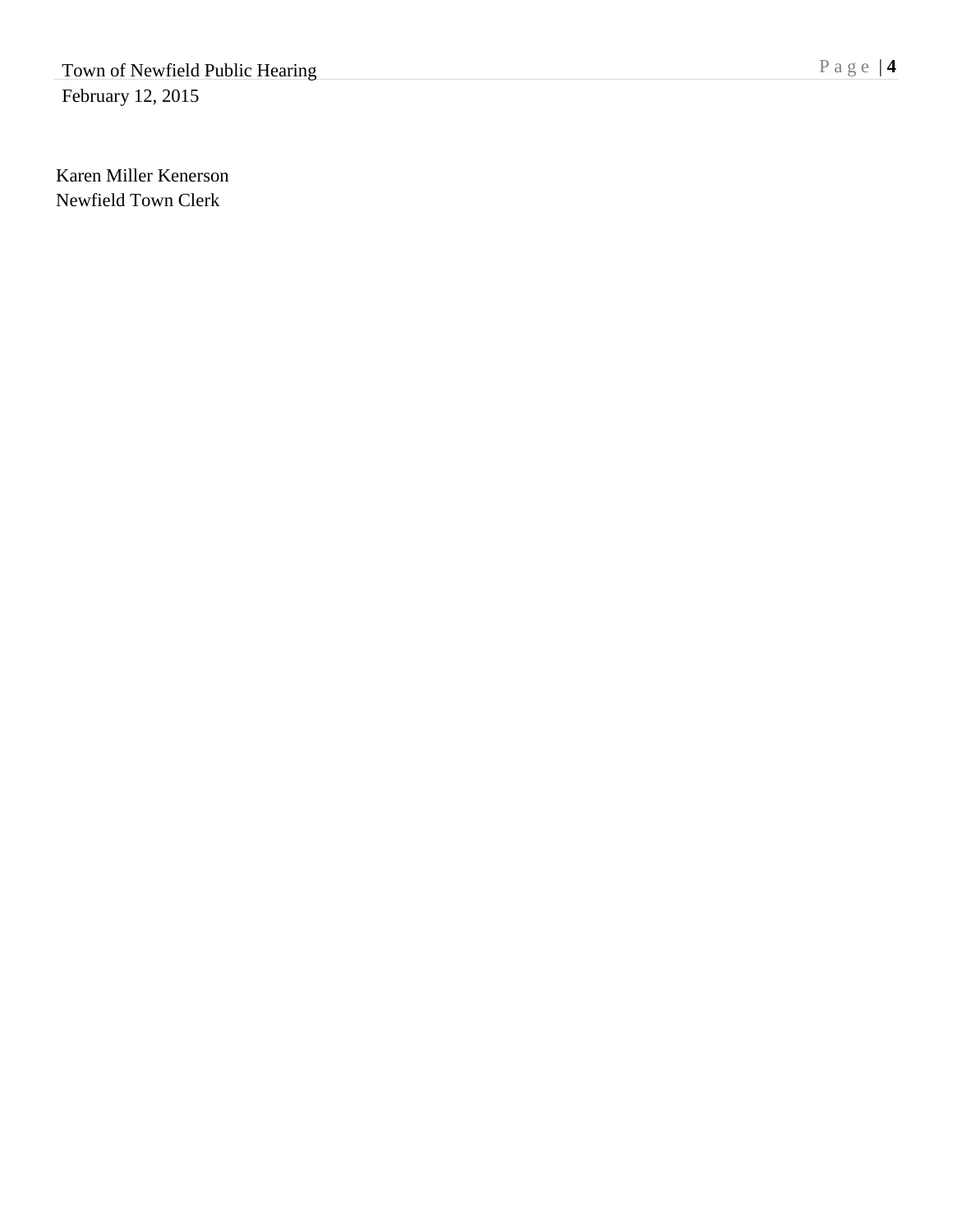Karen Miller Kenerson
Newfield Town Clerk